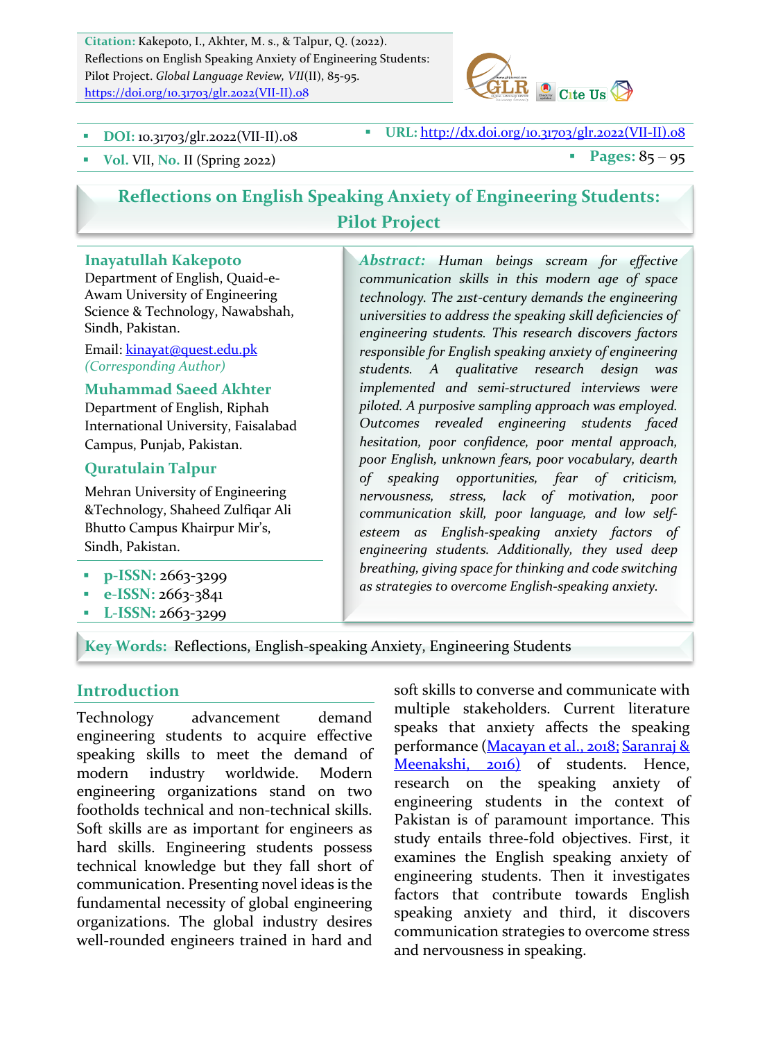**Citation:** Kakepoto, I., Akhter, M. s., & Talpur, Q. (2022). Reflections on English Speaking Anxiety of Engineering Students: Pilot Project. *Global Language Review, VII*(II), 85-95. https://doi.org/10.31703/glr.2022(VII-II).08

- **DOI:** 10.31703/glr.2022(VII-II).08
- **URL:** http://dx.doi.org/10.31703/glr.2022(VII-II).08
- **Vol.** VII, **No.** II (Spring 2022)
- **Pages:** 85 – 95

# Reflections on English Speaking Anxiety of Engineering Students: Pilot Project

**Inayatullah Kakepoto**
Department of English, Quaid-e-Awam University of Engineering Science & Technology, Nawabshah, Sindh, Pakistan.
Email: kinayat@quest.edu.pk
*(Corresponding Author)*

**Muhammad Saeed Akhter**
Department of English, Riphah International University, Faisalabad Campus, Punjab, Pakistan.

**Quratulain Talpur**
Mehran University of Engineering &Technology, Shaheed Zulfiqar Ali Bhutto Campus Khairpur Mir's, Sindh, Pakistan.

- **p-ISSN:** 2663-3299
- **e-ISSN:** 2663-3841
- **L-ISSN:** 2663-3299

***Abstract:*** *Human beings scream for effective communication skills in this modern age of space technology. The 21st-century demands the engineering universities to address the speaking skill deficiencies of engineering students. This research discovers factors responsible for English speaking anxiety of engineering students. A qualitative research design was implemented and semi-structured interviews were piloted. A purposive sampling approach was employed. Outcomes revealed engineering students faced hesitation, poor confidence, poor mental approach, poor English, unknown fears, poor vocabulary, dearth of speaking opportunities, fear of criticism, nervousness, stress, lack of motivation, poor communication skill, poor language, and low self-esteem as English-speaking anxiety factors of engineering students. Additionally, they used deep breathing, giving space for thinking and code switching as strategies to overcome English-speaking anxiety.*

**Key Words:** Reflections, English-speaking Anxiety, Engineering Students

## Introduction

Technology advancement demand engineering students to acquire effective speaking skills to meet the demand of modern industry worldwide. Modern engineering organizations stand on two footholds technical and non-technical skills. Soft skills are as important for engineers as hard skills. Engineering students possess technical knowledge but they fall short of communication. Presenting novel ideas is the fundamental necessity of global engineering organizations. The global industry desires well-rounded engineers trained in hard and soft skills to converse and communicate with multiple stakeholders. Current literature speaks that anxiety affects the speaking performance (Macayan et al., 2018; Saranraj & Meenakshi, 2016) of students. Hence, research on the speaking anxiety of engineering students in the context of Pakistan is of paramount importance. This study entails three-fold objectives. First, it examines the English speaking anxiety of engineering students. Then it investigates factors that contribute towards English speaking anxiety and third, it discovers communication strategies to overcome stress and nervousness in speaking.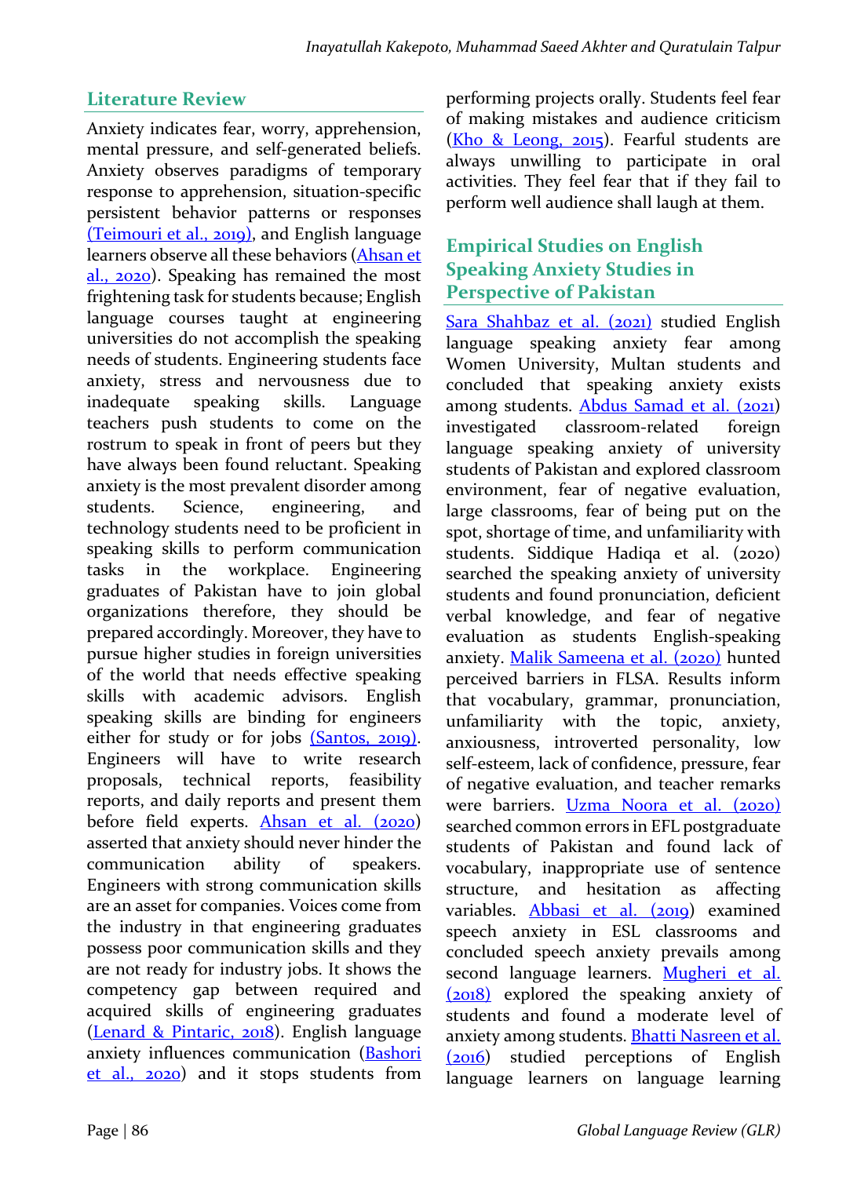## Literature Review

Anxiety indicates fear, worry, apprehension, mental pressure, and self-generated beliefs. Anxiety observes paradigms of temporary response to apprehension, situation-specific persistent behavior patterns or responses (Teimouri et al., 2019), and English language learners observe all these behaviors (Ahsan et al., 2020). Speaking has remained the most frightening task for students because; English language courses taught at engineering universities do not accomplish the speaking needs of students. Engineering students face anxiety, stress and nervousness due to inadequate speaking skills. Language teachers push students to come on the rostrum to speak in front of peers but they have always been found reluctant. Speaking anxiety is the most prevalent disorder among students. Science, engineering, and technology students need to be proficient in speaking skills to perform communication tasks in the workplace. Engineering graduates of Pakistan have to join global organizations therefore, they should be prepared accordingly. Moreover, they have to pursue higher studies in foreign universities of the world that needs effective speaking skills with academic advisors. English speaking skills are binding for engineers either for study or for jobs (Santos, 2019). Engineers will have to write research proposals, technical reports, feasibility reports, and daily reports and present them before field experts. Ahsan et al. (2020) asserted that anxiety should never hinder the communication ability of speakers. Engineers with strong communication skills are an asset for companies. Voices come from the industry in that engineering graduates possess poor communication skills and they are not ready for industry jobs. It shows the competency gap between required and acquired skills of engineering graduates (Lenard & Pintaric, 2018). English language anxiety influences communication (Bashori et al., 2020) and it stops students from performing projects orally. Students feel fear of making mistakes and audience criticism (Kho & Leong, 2015). Fearful students are always unwilling to participate in oral activities. They feel fear that if they fail to perform well audience shall laugh at them.

## Empirical Studies on English Speaking Anxiety Studies in Perspective of Pakistan

Sara Shahbaz et al. (2021) studied English language speaking anxiety fear among Women University, Multan students and concluded that speaking anxiety exists among students. Abdus Samad et al. (2021) investigated classroom-related foreign language speaking anxiety of university students of Pakistan and explored classroom environment, fear of negative evaluation, large classrooms, fear of being put on the spot, shortage of time, and unfamiliarity with students. Siddique Hadiqa et al. (2020) searched the speaking anxiety of university students and found pronunciation, deficient verbal knowledge, and fear of negative evaluation as students English-speaking anxiety. Malik Sameena et al. (2020) hunted perceived barriers in FLSA. Results inform that vocabulary, grammar, pronunciation, unfamiliarity with the topic, anxiety, anxiousness, introverted personality, low self-esteem, lack of confidence, pressure, fear of negative evaluation, and teacher remarks were barriers. Uzma Noora et al. (2020) searched common errors in EFL postgraduate students of Pakistan and found lack of vocabulary, inappropriate use of sentence structure, and hesitation as affecting variables. Abbasi et al. (2019) examined speech anxiety in ESL classrooms and concluded speech anxiety prevails among second language learners. Mugheri et al. (2018) explored the speaking anxiety of students and found a moderate level of anxiety among students. Bhatti Nasreen et al. (2016) studied perceptions of English language learners on language learning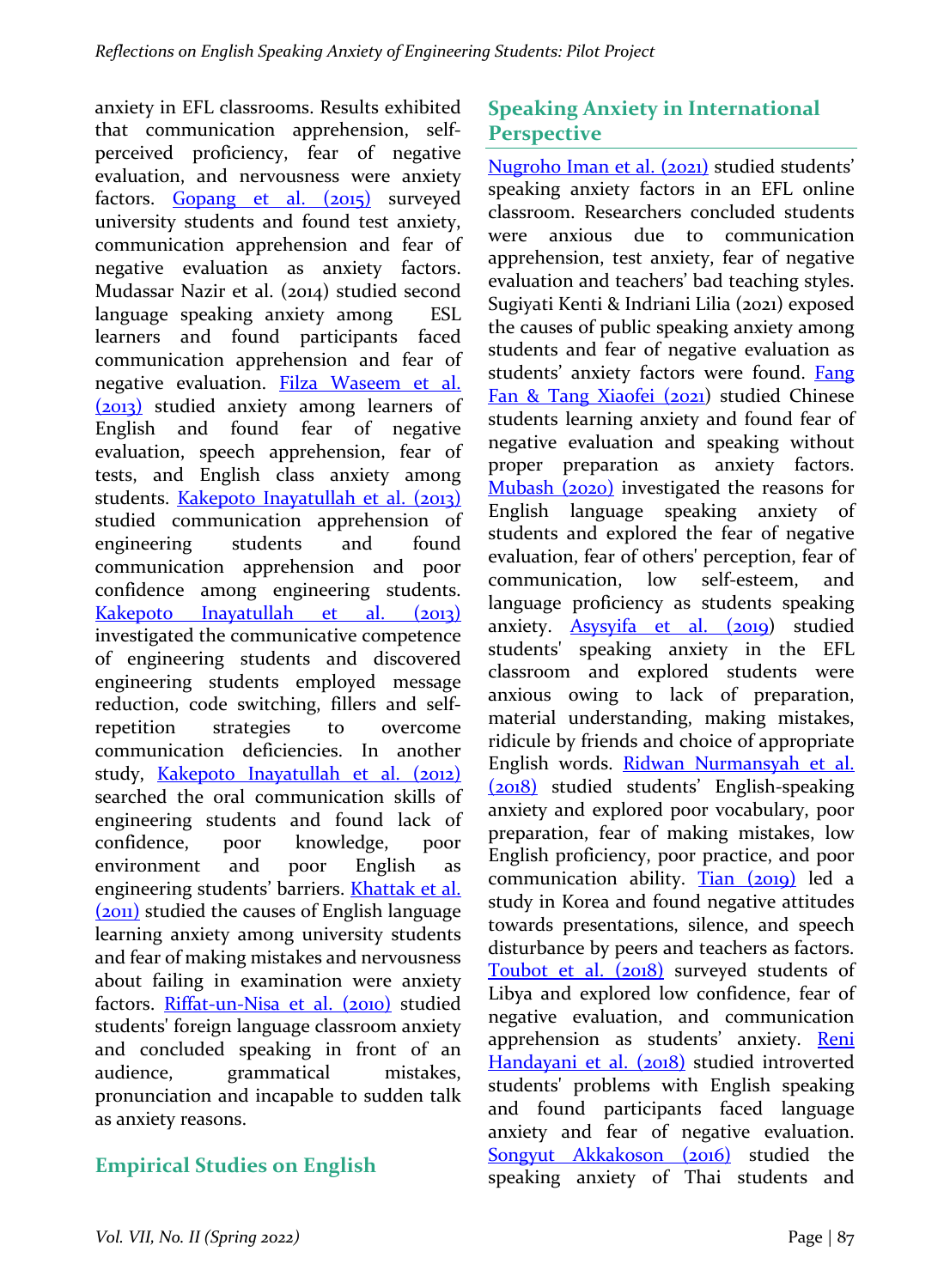anxiety in EFL classrooms. Results exhibited that communication apprehension, self-perceived proficiency, fear of negative evaluation, and nervousness were anxiety factors. Gopang et al. (2015) surveyed university students and found test anxiety, communication apprehension and fear of negative evaluation as anxiety factors. Mudassar Nazir et al. (2014) studied second language speaking anxiety among ESL learners and found participants faced communication apprehension and fear of negative evaluation. Filza Waseem et al. (2013) studied anxiety among learners of English and found fear of negative evaluation, speech apprehension, fear of tests, and English class anxiety among students. Kakepoto Inayatullah et al. (2013) studied communication apprehension of engineering students and found communication apprehension and poor confidence among engineering students. Kakepoto Inayatullah et al. (2013) investigated the communicative competence of engineering students and discovered engineering students employed message reduction, code switching, fillers and self-repetition strategies to overcome communication deficiencies. In another study, Kakepoto Inayatullah et al. (2012) searched the oral communication skills of engineering students and found lack of confidence, poor knowledge, poor environment and poor English as engineering students' barriers. Khattak et al. (2011) studied the causes of English language learning anxiety among university students and fear of making mistakes and nervousness about failing in examination were anxiety factors. Riffat-un-Nisa et al. (2010) studied students' foreign language classroom anxiety and concluded speaking in front of an audience, grammatical mistakes, pronunciation and incapable to sudden talk as anxiety reasons.

## Empirical Studies on English

## Speaking Anxiety in International Perspective

Nugroho Iman et al. (2021) studied students' speaking anxiety factors in an EFL online classroom. Researchers concluded students were anxious due to communication apprehension, test anxiety, fear of negative evaluation and teachers' bad teaching styles. Sugiyati Kenti & Indriani Lilia (2021) exposed the causes of public speaking anxiety among students and fear of negative evaluation as students' anxiety factors were found. Fang Fan & Tang Xiaofei (2021) studied Chinese students learning anxiety and found fear of negative evaluation and speaking without proper preparation as anxiety factors. Mubash (2020) investigated the reasons for English language speaking anxiety of students and explored the fear of negative evaluation, fear of others' perception, fear of communication, low self-esteem, and language proficiency as students speaking anxiety. Asysyifa et al. (2019) studied students' speaking anxiety in the EFL classroom and explored students were anxious owing to lack of preparation, material understanding, making mistakes, ridicule by friends and choice of appropriate English words. Ridwan Nurmansyah et al. (2018) studied students' English-speaking anxiety and explored poor vocabulary, poor preparation, fear of making mistakes, low English proficiency, poor practice, and poor communication ability. Tian (2019) led a study in Korea and found negative attitudes towards presentations, silence, and speech disturbance by peers and teachers as factors. Toubot et al. (2018) surveyed students of Libya and explored low confidence, fear of negative evaluation, and communication apprehension as students' anxiety. Reni Handayani et al. (2018) studied introverted students' problems with English speaking and found participants faced language anxiety and fear of negative evaluation. Songyut Akkakoson (2016) studied the speaking anxiety of Thai students and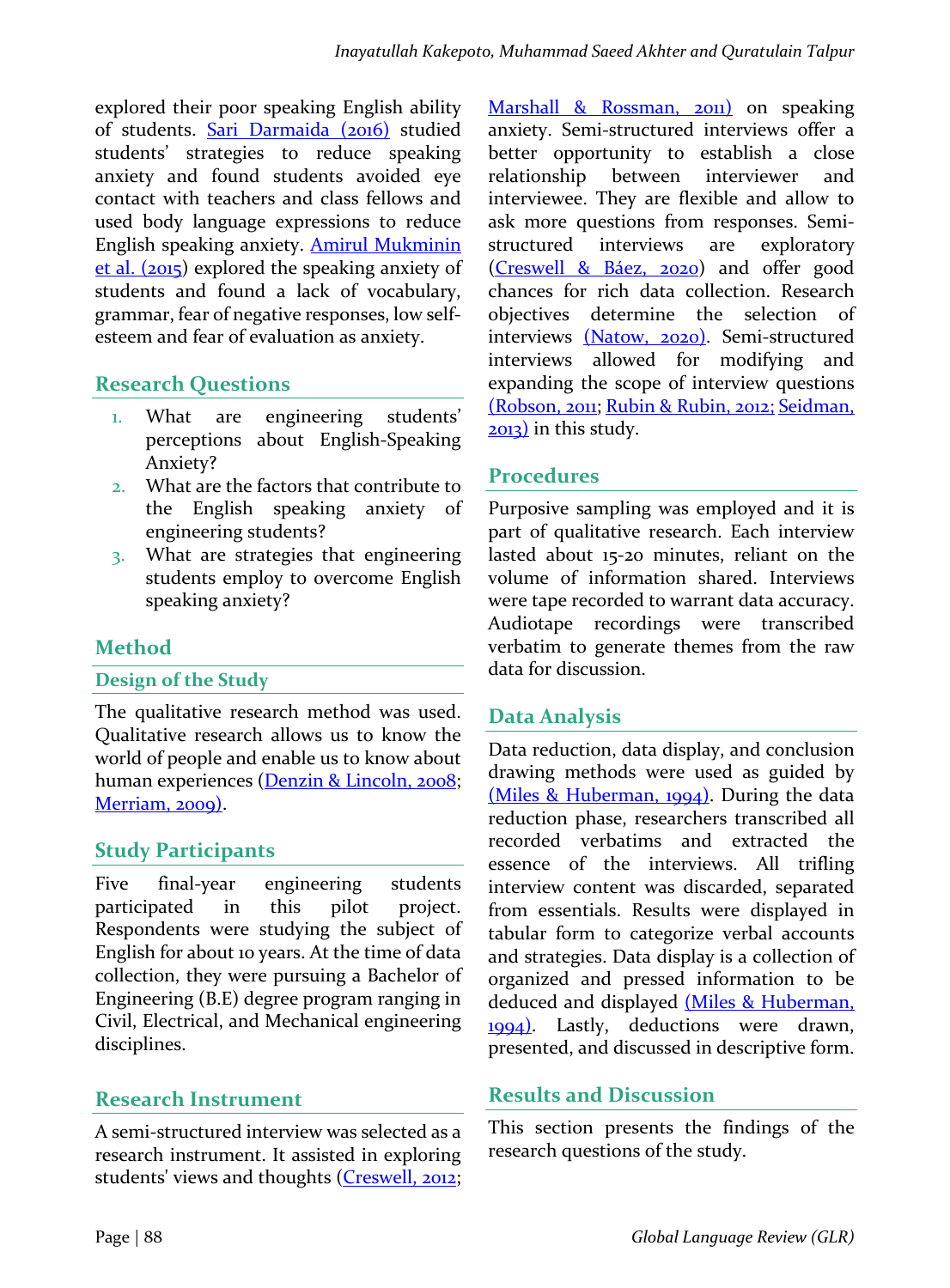explored their poor speaking English ability of students. Sari Darmaida (2016) studied students' strategies to reduce speaking anxiety and found students avoided eye contact with teachers and class fellows and used body language expressions to reduce English speaking anxiety. Amirul Mukminin et al. (2015) explored the speaking anxiety of students and found a lack of vocabulary, grammar, fear of negative responses, low self-esteem and fear of evaluation as anxiety.

## Research Questions

1. What are engineering students' perceptions about English-Speaking Anxiety?
2. What are the factors that contribute to the English speaking anxiety of engineering students?
3. What are strategies that engineering students employ to overcome English speaking anxiety?

## Method

### Design of the Study

The qualitative research method was used. Qualitative research allows us to know the world of people and enable us to know about human experiences (Denzin & Lincoln, 2008; Merriam, 2009).

## Study Participants

Five final-year engineering students participated in this pilot project. Respondents were studying the subject of English for about 10 years. At the time of data collection, they were pursuing a Bachelor of Engineering (B.E) degree program ranging in Civil, Electrical, and Mechanical engineering disciplines.

## Research Instrument

A semi-structured interview was selected as a research instrument. It assisted in exploring students' views and thoughts (Creswell, 2012; Marshall & Rossman, 2011) on speaking anxiety. Semi-structured interviews offer a better opportunity to establish a close relationship between interviewer and interviewee. They are flexible and allow to ask more questions from responses. Semi-structured interviews are exploratory (Creswell & Báez, 2020) and offer good chances for rich data collection. Research objectives determine the selection of interviews (Natow, 2020). Semi-structured interviews allowed for modifying and expanding the scope of interview questions (Robson, 2011; Rubin & Rubin, 2012; Seidman, 2013) in this study.

## Procedures

Purposive sampling was employed and it is part of qualitative research. Each interview lasted about 15-20 minutes, reliant on the volume of information shared. Interviews were tape recorded to warrant data accuracy. Audiotape recordings were transcribed verbatim to generate themes from the raw data for discussion.

## Data Analysis

Data reduction, data display, and conclusion drawing methods were used as guided by (Miles & Huberman, 1994). During the data reduction phase, researchers transcribed all recorded verbatims and extracted the essence of the interviews. All trifling interview content was discarded, separated from essentials. Results were displayed in tabular form to categorize verbal accounts and strategies. Data display is a collection of organized and pressed information to be deduced and displayed (Miles & Huberman, 1994). Lastly, deductions were drawn, presented, and discussed in descriptive form.

## Results and Discussion

This section presents the findings of the research questions of the study.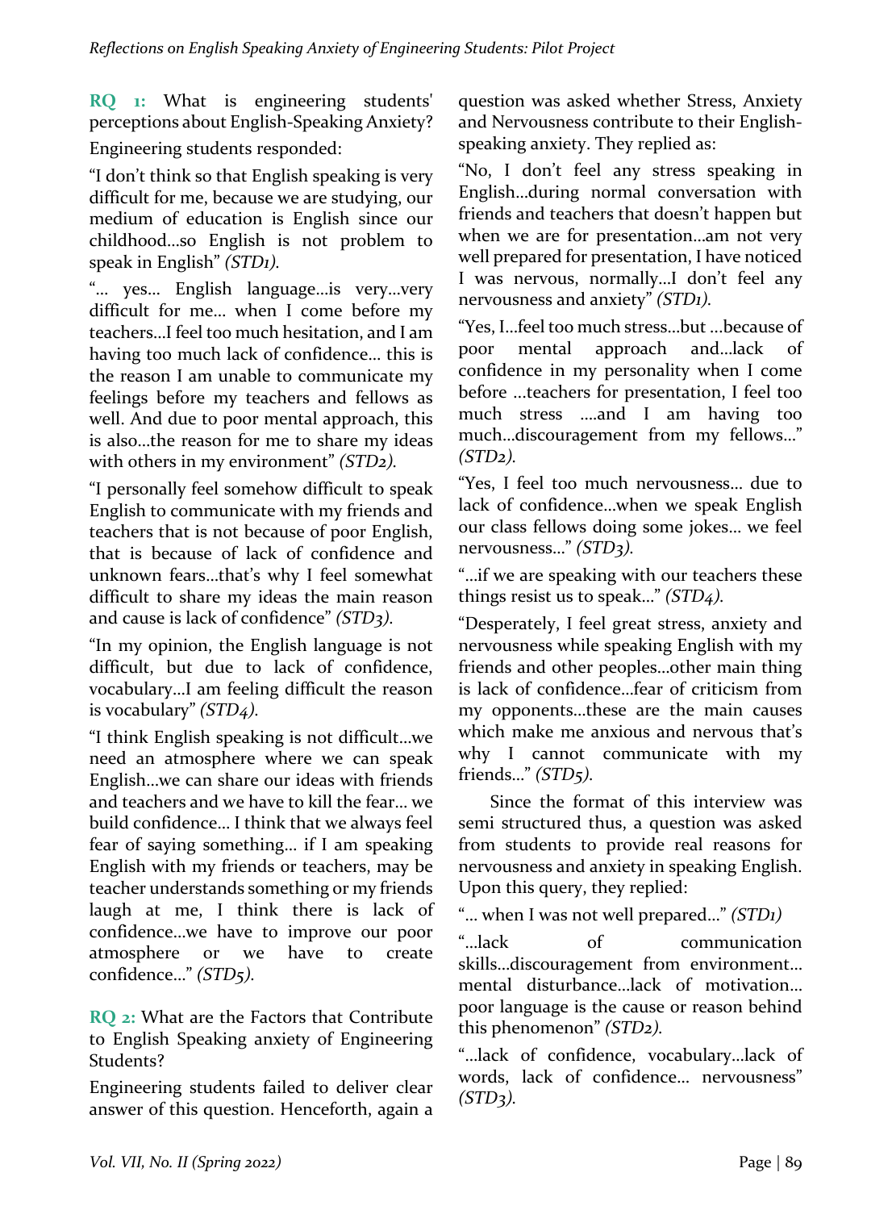**RQ 1:** What is engineering students' perceptions about English-Speaking Anxiety?

Engineering students responded:

"I don't think so that English speaking is very difficult for me, because we are studying, our medium of education is English since our childhood…so English is not problem to speak in English" *(STD1).*

"… yes… English language…is very…very difficult for me… when I come before my teachers…I feel too much hesitation, and I am having too much lack of confidence… this is the reason I am unable to communicate my feelings before my teachers and fellows as well. And due to poor mental approach, this is also…the reason for me to share my ideas with others in my environment" *(STD2).*

"I personally feel somehow difficult to speak English to communicate with my friends and teachers that is not because of poor English, that is because of lack of confidence and unknown fears…that's why I feel somewhat difficult to share my ideas the main reason and cause is lack of confidence" *(STD3).*

"In my opinion, the English language is not difficult, but due to lack of confidence, vocabulary…I am feeling difficult the reason is vocabulary" *(STD4).*

"I think English speaking is not difficult…we need an atmosphere where we can speak English…we can share our ideas with friends and teachers and we have to kill the fear… we build confidence… I think that we always feel fear of saying something… if I am speaking English with my friends or teachers, may be teacher understands something or my friends laugh at me, I think there is lack of confidence…we have to improve our poor atmosphere or we have to create confidence…" *(STD5).*

**RQ 2:** What are the Factors that Contribute to English Speaking anxiety of Engineering Students?

Engineering students failed to deliver clear answer of this question. Henceforth, again a question was asked whether Stress, Anxiety and Nervousness contribute to their English-speaking anxiety. They replied as:

"No, I don't feel any stress speaking in English…during normal conversation with friends and teachers that doesn't happen but when we are for presentation…am not very well prepared for presentation, I have noticed I was nervous, normally…I don't feel any nervousness and anxiety" *(STD1).*

"Yes, I…feel too much stress…but …because of poor mental approach and…lack of confidence in my personality when I come before …teachers for presentation, I feel too much stress ….and I am having too much…discouragement from my fellows…" *(STD2).*

"Yes, I feel too much nervousness… due to lack of confidence…when we speak English our class fellows doing some jokes… we feel nervousness…" *(STD3).*

"…if we are speaking with our teachers these things resist us to speak…" *(STD4).*

"Desperately, I feel great stress, anxiety and nervousness while speaking English with my friends and other peoples…other main thing is lack of confidence…fear of criticism from my opponents…these are the main causes which make me anxious and nervous that's why I cannot communicate with my friends…" *(STD5).*

Since the format of this interview was semi structured thus, a question was asked from students to provide real reasons for nervousness and anxiety in speaking English. Upon this query, they replied:

"… when I was not well prepared…" *(STD1)*

"…lack of communication skills…discouragement from environment… mental disturbance…lack of motivation… poor language is the cause or reason behind this phenomenon" *(STD2).*

"…lack of confidence, vocabulary…lack of words, lack of confidence… nervousness" *(STD3).*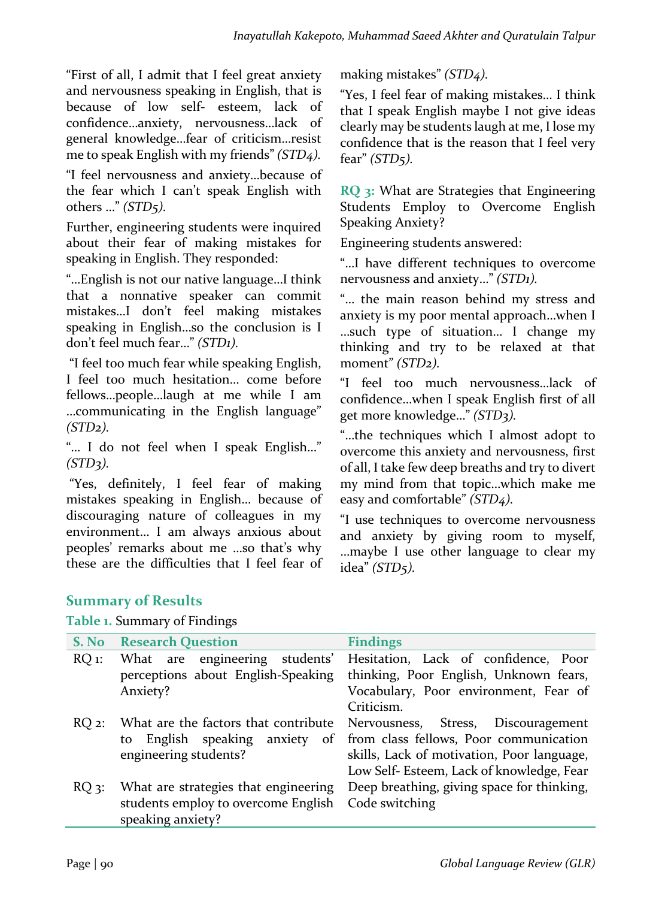"First of all, I admit that I feel great anxiety and nervousness speaking in English, that is because of low self- esteem, lack of confidence…anxiety, nervousness…lack of general knowledge…fear of criticism…resist me to speak English with my friends" *(STD4)*.

"I feel nervousness and anxiety…because of the fear which I can't speak English with others …" *(STD5)*.

Further, engineering students were inquired about their fear of making mistakes for speaking in English. They responded:

"…English is not our native language…I think that a nonnative speaker can commit mistakes…I don't feel making mistakes speaking in English…so the conclusion is I don't feel much fear…" *(STD1)*.

"I feel too much fear while speaking English, I feel too much hesitation… come before fellows…people…laugh at me while I am …communicating in the English language" *(STD2)*.

"… I do not feel when I speak English…" *(STD3)*.

"Yes, definitely, I feel fear of making mistakes speaking in English… because of discouraging nature of colleagues in my environment… I am always anxious about peoples' remarks about me …so that's why these are the difficulties that I feel fear of making mistakes" *(STD4)*.

"Yes, I feel fear of making mistakes… I think that I speak English maybe I not give ideas clearly may be students laugh at me, I lose my confidence that is the reason that I feel very fear" *(STD5)*.

**RQ 3:** What are Strategies that Engineering Students Employ to Overcome English Speaking Anxiety?

Engineering students answered:

"…I have different techniques to overcome nervousness and anxiety…" *(STD1)*.

"… the main reason behind my stress and anxiety is my poor mental approach…when I …such type of situation… I change my thinking and try to be relaxed at that moment" *(STD2)*.

"I feel too much nervousness…lack of confidence…when I speak English first of all get more knowledge…" *(STD3)*.

"…the techniques which I almost adopt to overcome this anxiety and nervousness, first of all, I take few deep breaths and try to divert my mind from that topic…which make me easy and comfortable" *(STD4)*.

"I use techniques to overcome nervousness and anxiety by giving room to myself, …maybe I use other language to clear my idea" *(STD5)*.

## Summary of Results

**Table 1.** Summary of Findings

| S. No | Research Question | Findings |
|---|---|---|
| RQ 1: | What are engineering students' perceptions about English-Speaking Anxiety? | Hesitation, Lack of confidence, Poor thinking, Poor English, Unknown fears, Vocabulary, Poor environment, Fear of Criticism. |
| RQ 2: | What are the factors that contribute to English speaking anxiety of engineering students? | Nervousness, Stress, Discouragement from class fellows, Poor communication skills, Lack of motivation, Poor language, Low Self- Esteem, Lack of knowledge, Fear |
| RQ 3: | What are strategies that engineering students employ to overcome English speaking anxiety? | Deep breathing, giving space for thinking, Code switching |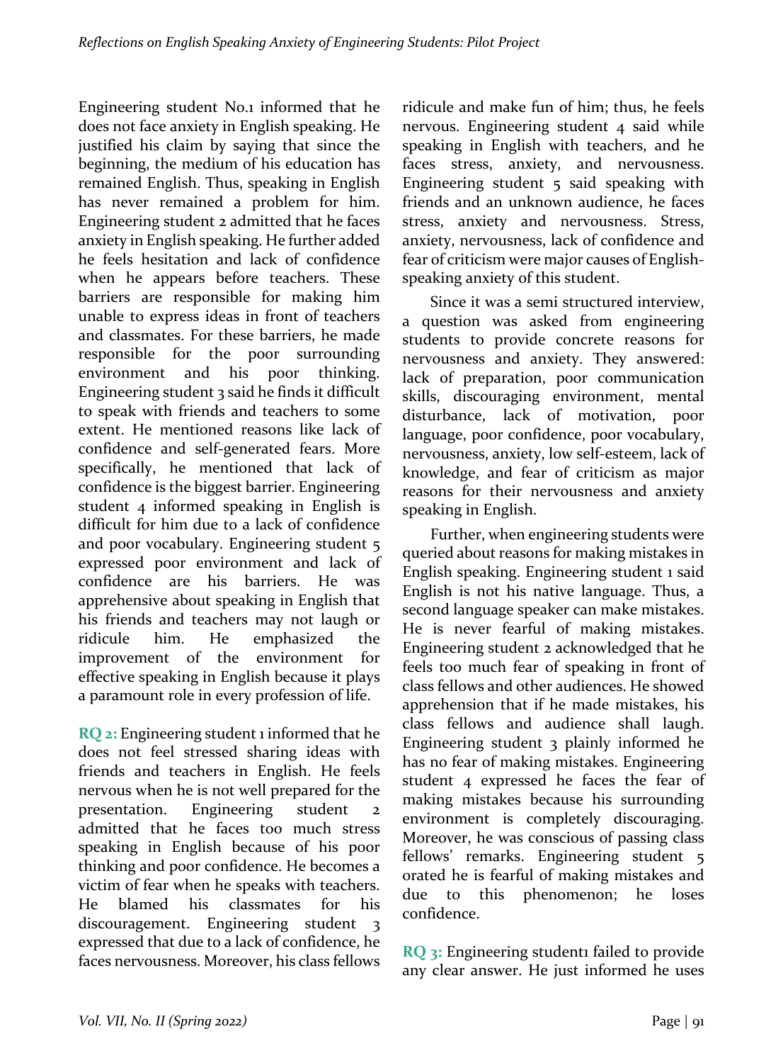Engineering student No.1 informed that he does not face anxiety in English speaking. He justified his claim by saying that since the beginning, the medium of his education has remained English. Thus, speaking in English has never remained a problem for him. Engineering student 2 admitted that he faces anxiety in English speaking. He further added he feels hesitation and lack of confidence when he appears before teachers. These barriers are responsible for making him unable to express ideas in front of teachers and classmates. For these barriers, he made responsible for the poor surrounding environment and his poor thinking. Engineering student 3 said he finds it difficult to speak with friends and teachers to some extent. He mentioned reasons like lack of confidence and self-generated fears. More specifically, he mentioned that lack of confidence is the biggest barrier. Engineering student 4 informed speaking in English is difficult for him due to a lack of confidence and poor vocabulary. Engineering student 5 expressed poor environment and lack of confidence are his barriers. He was apprehensive about speaking in English that his friends and teachers may not laugh or ridicule him. He emphasized the improvement of the environment for effective speaking in English because it plays a paramount role in every profession of life.

**RQ 2:** Engineering student 1 informed that he does not feel stressed sharing ideas with friends and teachers in English. He feels nervous when he is not well prepared for the presentation. Engineering student 2 admitted that he faces too much stress speaking in English because of his poor thinking and poor confidence. He becomes a victim of fear when he speaks with teachers. He blamed his classmates for his discouragement. Engineering student 3 expressed that due to a lack of confidence, he faces nervousness. Moreover, his class fellows ridicule and make fun of him; thus, he feels nervous. Engineering student 4 said while speaking in English with teachers, and he faces stress, anxiety, and nervousness. Engineering student 5 said speaking with friends and an unknown audience, he faces stress, anxiety and nervousness. Stress, anxiety, nervousness, lack of confidence and fear of criticism were major causes of English-speaking anxiety of this student.

Since it was a semi structured interview, a question was asked from engineering students to provide concrete reasons for nervousness and anxiety. They answered: lack of preparation, poor communication skills, discouraging environment, mental disturbance, lack of motivation, poor language, poor confidence, poor vocabulary, nervousness, anxiety, low self-esteem, lack of knowledge, and fear of criticism as major reasons for their nervousness and anxiety speaking in English.

Further, when engineering students were queried about reasons for making mistakes in English speaking. Engineering student 1 said English is not his native language. Thus, a second language speaker can make mistakes. He is never fearful of making mistakes. Engineering student 2 acknowledged that he feels too much fear of speaking in front of class fellows and other audiences. He showed apprehension that if he made mistakes, his class fellows and audience shall laugh. Engineering student 3 plainly informed he has no fear of making mistakes. Engineering student 4 expressed he faces the fear of making mistakes because his surrounding environment is completely discouraging. Moreover, he was conscious of passing class fellows' remarks. Engineering student 5 orated he is fearful of making mistakes and due to this phenomenon; he loses confidence.

**RQ 3:** Engineering student1 failed to provide any clear answer. He just informed he uses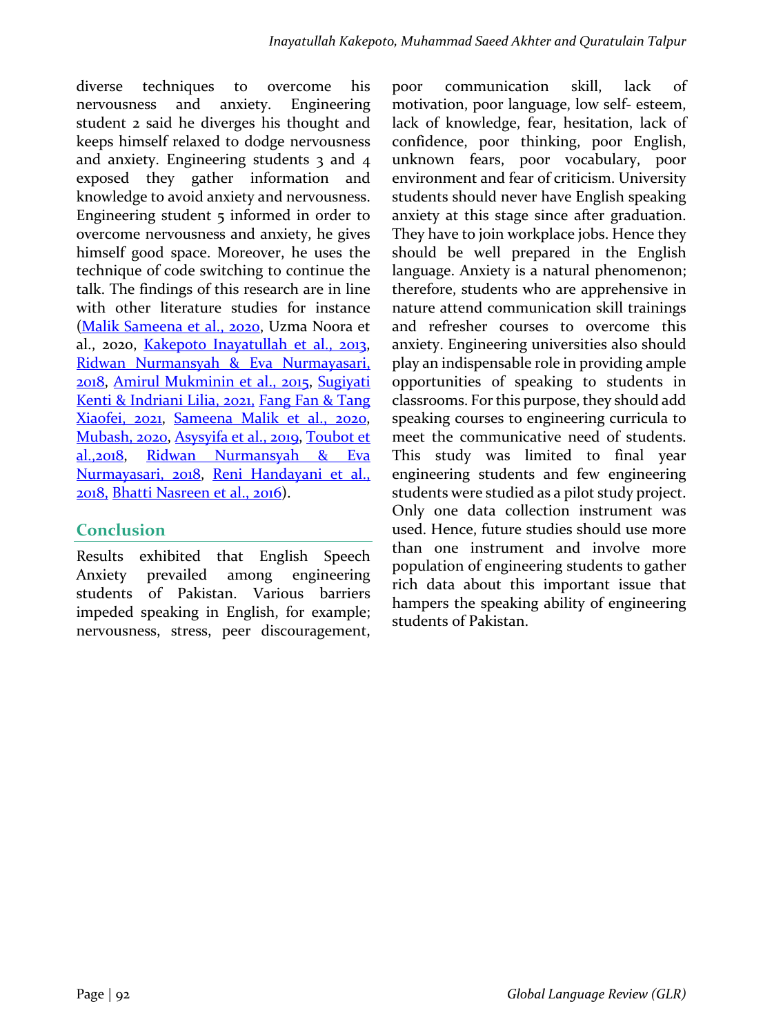diverse techniques to overcome his nervousness and anxiety. Engineering student 2 said he diverges his thought and keeps himself relaxed to dodge nervousness and anxiety. Engineering students 3 and 4 exposed they gather information and knowledge to avoid anxiety and nervousness. Engineering student 5 informed in order to overcome nervousness and anxiety, he gives himself good space. Moreover, he uses the technique of code switching to continue the talk. The findings of this research are in line with other literature studies for instance (Malik Sameena et al., 2020, Uzma Noora et al., 2020, Kakepoto Inayatullah et al., 2013, Ridwan Nurmansyah & Eva Nurmayasari, 2018, Amirul Mukminin et al., 2015, Sugiyati Kenti & Indriani Lilia, 2021, Fang Fan & Tang Xiaofei, 2021, Sameena Malik et al., 2020, Mubash, 2020, Asysyifa et al., 2019, Toubot et al.,2018, Ridwan Nurmansyah & Eva Nurmayasari, 2018, Reni Handayani et al., 2018, Bhatti Nasreen et al., 2016).

## Conclusion

Results exhibited that English Speech Anxiety prevailed among engineering students of Pakistan. Various barriers impeded speaking in English, for example; nervousness, stress, peer discouragement, poor communication skill, lack of motivation, poor language, low self- esteem, lack of knowledge, fear, hesitation, lack of confidence, poor thinking, poor English, unknown fears, poor vocabulary, poor environment and fear of criticism. University students should never have English speaking anxiety at this stage since after graduation. They have to join workplace jobs. Hence they should be well prepared in the English language. Anxiety is a natural phenomenon; therefore, students who are apprehensive in nature attend communication skill trainings and refresher courses to overcome this anxiety. Engineering universities also should play an indispensable role in providing ample opportunities of speaking to students in classrooms. For this purpose, they should add speaking courses to engineering curricula to meet the communicative need of students. This study was limited to final year engineering students and few engineering students were studied as a pilot study project. Only one data collection instrument was used. Hence, future studies should use more than one instrument and involve more population of engineering students to gather rich data about this important issue that hampers the speaking ability of engineering students of Pakistan.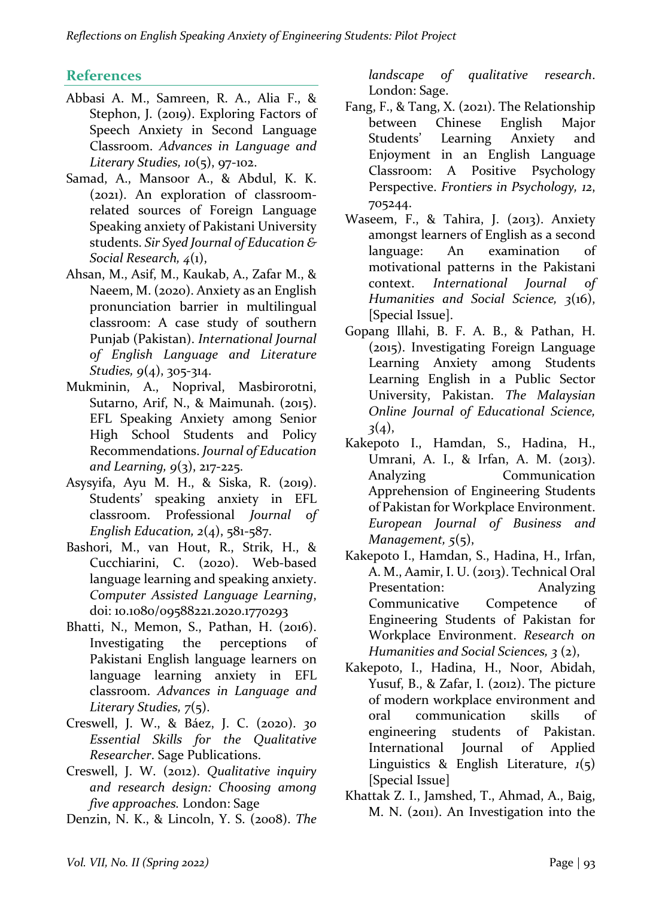## References

Abbasi A. M., Samreen, R. A., Alia F., & Stephon, J. (2019). Exploring Factors of Speech Anxiety in Second Language Classroom. *Advances in Language and Literary Studies, 10*(5), 97-102.

Samad, A., Mansoor A., & Abdul, K. K. (2021). An exploration of classroom-related sources of Foreign Language Speaking anxiety of Pakistani University students. *Sir Syed Journal of Education & Social Research, 4*(1),

Ahsan, M., Asif, M., Kaukab, A., Zafar M., & Naeem, M. (2020). Anxiety as an English pronunciation barrier in multilingual classroom: A case study of southern Punjab (Pakistan). *International Journal of English Language and Literature Studies, 9*(4), 305-314.

Mukminin, A., Noprival, Masbirorotni, Sutarno, Arif, N., & Maimunah. (2015). EFL Speaking Anxiety among Senior High School Students and Policy Recommendations. *Journal of Education and Learning, 9*(3), 217-225.

Asysyifa, Ayu M. H., & Siska, R. (2019). Students' speaking anxiety in EFL classroom. Professional *Journal of English Education, 2*(4), 581-587.

Bashori, M., van Hout, R., Strik, H., & Cucchiarini, C. (2020). Web-based language learning and speaking anxiety. *Computer Assisted Language Learning*, doi: 10.1080/09588221.2020.1770293

Bhatti, N., Memon, S., Pathan, H. (2016). Investigating the perceptions of Pakistani English language learners on language learning anxiety in EFL classroom. *Advances in Language and Literary Studies, 7*(5).

Creswell, J. W., & Báez, J. C. (2020). *30 Essential Skills for the Qualitative Researcher*. Sage Publications.

Creswell, J. W. (2012). *Qualitative inquiry and research design: Choosing among five approaches.* London: Sage

Denzin, N. K., & Lincoln, Y. S. (2008). *The landscape of qualitative research*. London: Sage.

Fang, F., & Tang, X. (2021). The Relationship between Chinese English Major Students' Learning Anxiety and Enjoyment in an English Language Classroom: A Positive Psychology Perspective. *Frontiers in Psychology, 12*, 705244.

Waseem, F., & Tahira, J. (2013). Anxiety amongst learners of English as a second language: An examination of motivational patterns in the Pakistani context. *International Journal of Humanities and Social Science, 3*(16), [Special Issue].

Gopang Illahi, B. F. A. B., & Pathan, H. (2015). Investigating Foreign Language Learning Anxiety among Students Learning English in a Public Sector University, Pakistan. *The Malaysian Online Journal of Educational Science, 3*(4),

Kakepoto I., Hamdan, S., Hadina, H., Umrani, A. I., & Irfan, A. M. (2013). Analyzing Communication Apprehension of Engineering Students of Pakistan for Workplace Environment. *European Journal of Business and Management, 5*(5),

Kakepoto I., Hamdan, S., Hadina, H., Irfan, A. M., Aamir, I. U. (2013). Technical Oral Presentation: Analyzing Communicative Competence of Engineering Students of Pakistan for Workplace Environment. *Research on Humanities and Social Sciences, 3* (2),

Kakepoto, I., Hadina, H., Noor, Abidah, Yusuf, B., & Zafar, I. (2012). The picture of modern workplace environment and oral communication skills of engineering students of Pakistan. International Journal of Applied Linguistics & English Literature, *1*(5) [Special Issue]

Khattak Z. I., Jamshed, T., Ahmad, A., Baig, M. N. (2011). An Investigation into the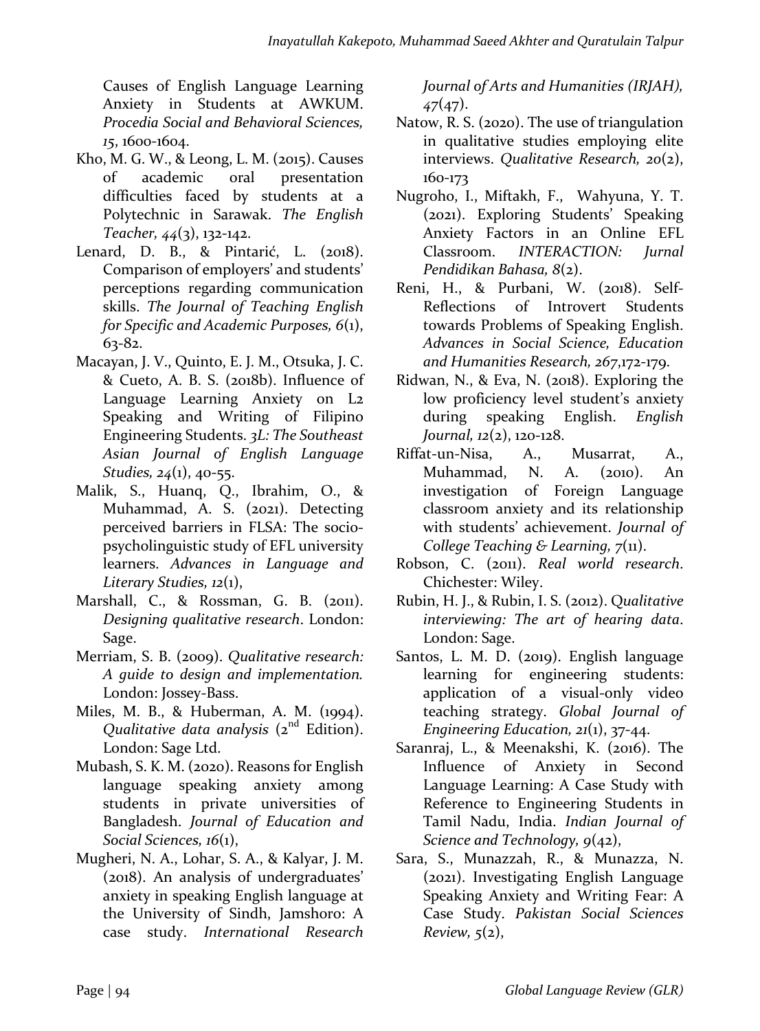Causes of English Language Learning Anxiety in Students at AWKUM. *Procedia Social and Behavioral Sciences, 15*, 1600-1604.

Kho, M. G. W., & Leong, L. M. (2015). Causes of academic oral presentation difficulties faced by students at a Polytechnic in Sarawak. *The English Teacher, 44*(3), 132-142.

Lenard, D. B., & Pintarić, L. (2018). Comparison of employers' and students' perceptions regarding communication skills. *The Journal of Teaching English for Specific and Academic Purposes, 6*(1), 63-82.

Macayan, J. V., Quinto, E. J. M., Otsuka, J. C. & Cueto, A. B. S. (2018b). Influence of Language Learning Anxiety on L2 Speaking and Writing of Filipino Engineering Students. *3L: The Southeast Asian Journal of English Language Studies, 24*(1), 40-55.

Malik, S., Huanq, Q., Ibrahim, O., & Muhammad, A. S. (2021). Detecting perceived barriers in FLSA: The socio-psycholinguistic study of EFL university learners. *Advances in Language and Literary Studies, 12*(1),

Marshall, C., & Rossman, G. B. (2011). *Designing qualitative research*. London: Sage.

Merriam, S. B. (2009). *Qualitative research: A guide to design and implementation.* London: Jossey-Bass.

Miles, M. B., & Huberman, A. M. (1994). *Qualitative data analysis* (2nd Edition). London: Sage Ltd.

Mubash, S. K. M. (2020). Reasons for English language speaking anxiety among students in private universities of Bangladesh. *Journal of Education and Social Sciences, 16*(1),

Mugheri, N. A., Lohar, S. A., & Kalyar, J. M. (2018). An analysis of undergraduates' anxiety in speaking English language at the University of Sindh, Jamshoro: A case study. *International Research Journal of Arts and Humanities (IRJAH), 47*(47).

Natow, R. S. (2020). The use of triangulation in qualitative studies employing elite interviews. *Qualitative Research, 20*(2), 160-173

Nugroho, I., Miftakh, F., Wahyuna, Y. T. (2021). Exploring Students' Speaking Anxiety Factors in an Online EFL Classroom. *INTERACTION: Jurnal Pendidikan Bahasa, 8*(2).

Reni, H., & Purbani, W. (2018). Self-Reflections of Introvert Students towards Problems of Speaking English. *Advances in Social Science, Education and Humanities Research, 267*,172-179.

Ridwan, N., & Eva, N. (2018). Exploring the low proficiency level student's anxiety during speaking English. *English Journal, 12*(2), 120-128.

Riffat-un-Nisa, A., Musarrat, A., Muhammad, N. A. (2010). An investigation of Foreign Language classroom anxiety and its relationship with students' achievement. *Journal of College Teaching & Learning, 7*(11).

Robson, C. (2011). *Real world research*. Chichester: Wiley.

Rubin, H. J., & Rubin, I. S. (2012). *Qualitative interviewing: The art of hearing data*. London: Sage.

Santos, L. M. D. (2019). English language learning for engineering students: application of a visual-only video teaching strategy. *Global Journal of Engineering Education, 21*(1), 37-44.

Saranraj, L., & Meenakshi, K. (2016). The Influence of Anxiety in Second Language Learning: A Case Study with Reference to Engineering Students in Tamil Nadu, India. *Indian Journal of Science and Technology, 9*(42),

Sara, S., Munazzah, R., & Munazza, N. (2021). Investigating English Language Speaking Anxiety and Writing Fear: A Case Study. *Pakistan Social Sciences Review, 5*(2),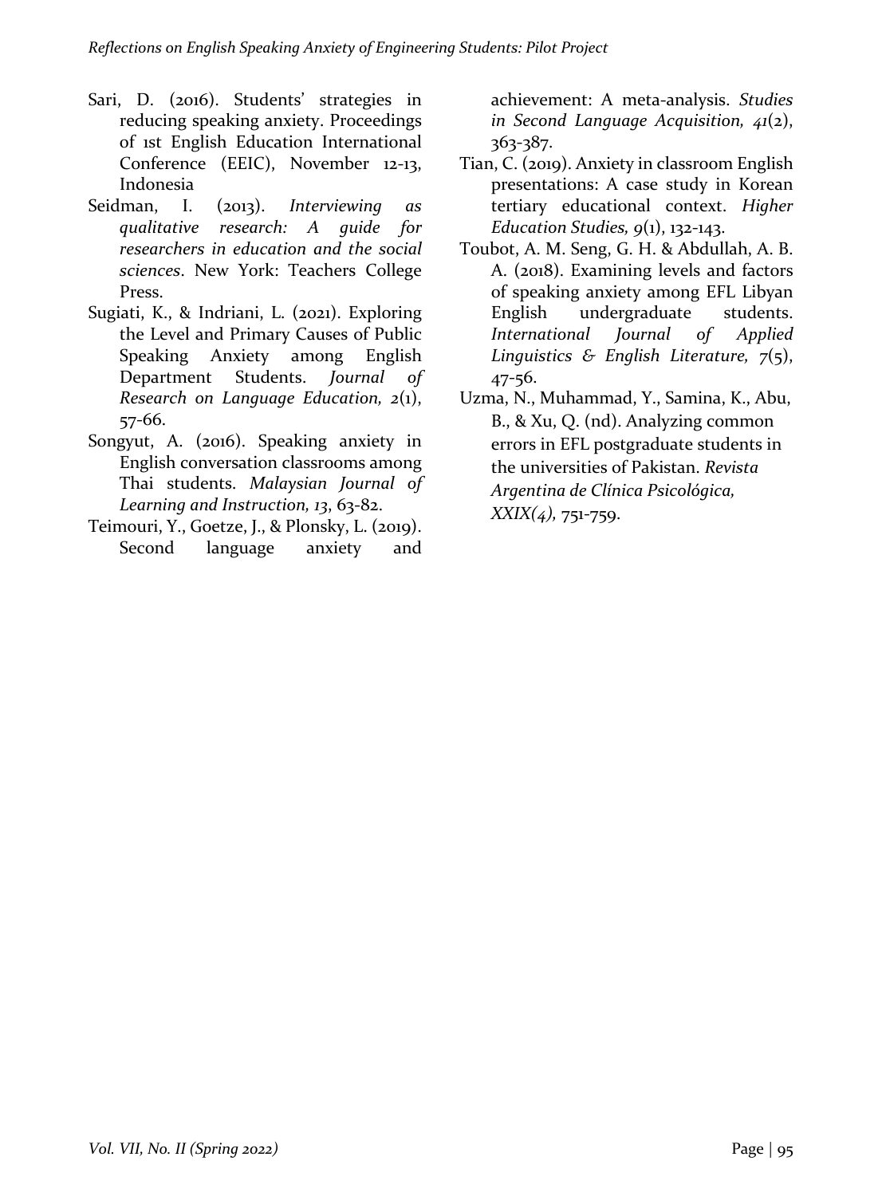Sari, D. (2016). Students' strategies in reducing speaking anxiety. Proceedings of 1st English Education International Conference (EEIC), November 12-13, Indonesia

Seidman, I. (2013). *Interviewing as qualitative research: A guide for researchers in education and the social sciences*. New York: Teachers College Press.

Sugiati, K., & Indriani, L. (2021). Exploring the Level and Primary Causes of Public Speaking Anxiety among English Department Students. *Journal of Research on Language Education, 2*(1), 57-66.

Songyut, A. (2016). Speaking anxiety in English conversation classrooms among Thai students. *Malaysian Journal of Learning and Instruction, 13*, 63-82.

Teimouri, Y., Goetze, J., & Plonsky, L. (2019). Second language anxiety and achievement: A meta-analysis. *Studies in Second Language Acquisition, 41*(2), 363-387.

Tian, C. (2019). Anxiety in classroom English presentations: A case study in Korean tertiary educational context. *Higher Education Studies, 9*(1), 132-143.

Toubot, A. M. Seng, G. H. & Abdullah, A. B. A. (2018). Examining levels and factors of speaking anxiety among EFL Libyan English undergraduate students. *International Journal of Applied Linguistics & English Literature, 7*(5), 47-56.

Uzma, N., Muhammad, Y., Samina, K., Abu, B., & Xu, Q. (nd). Analyzing common errors in EFL postgraduate students in the universities of Pakistan. *Revista Argentina de Clínica Psicológica, XXIX(4),* 751-759.